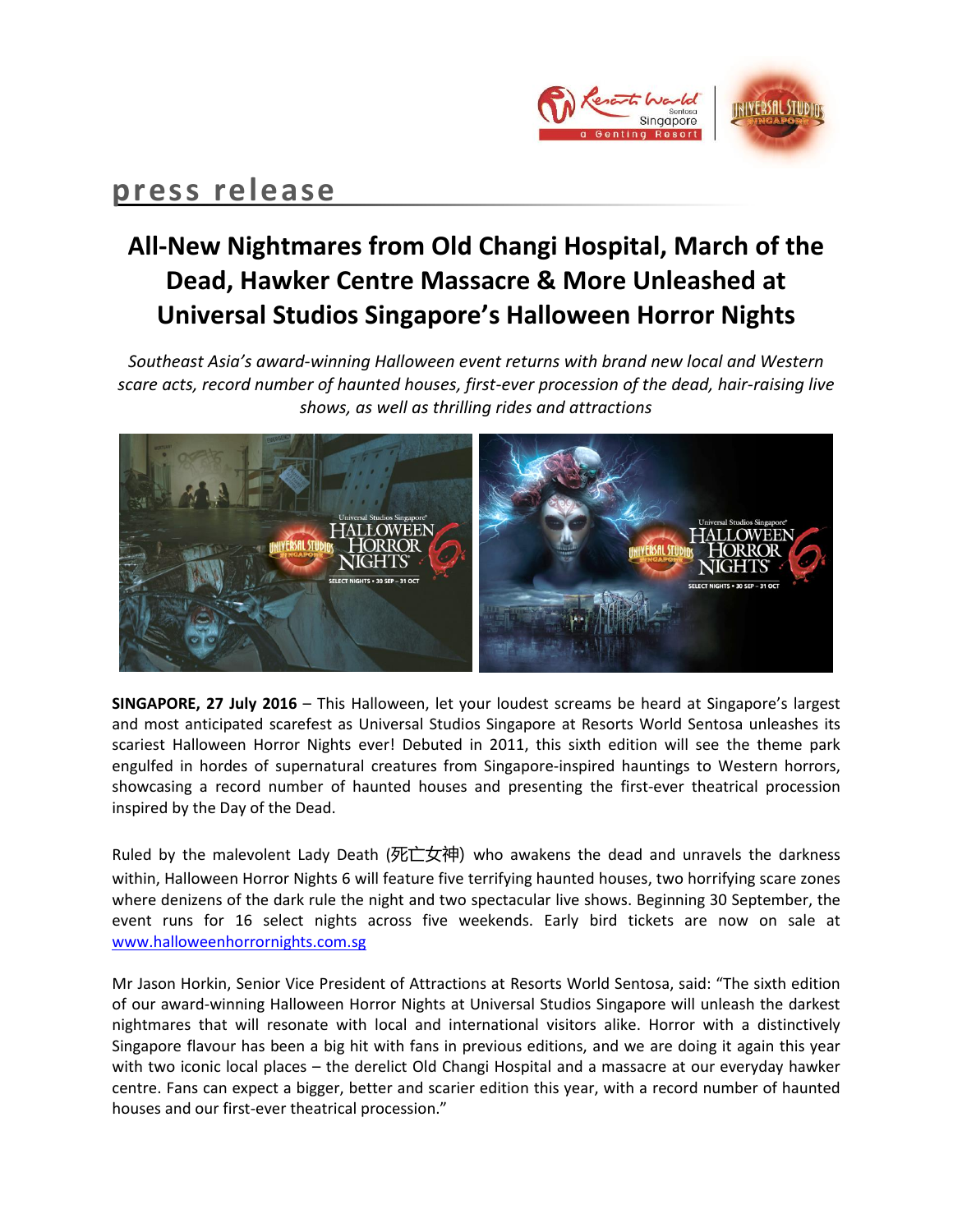press release

# All-New Nightmares from Old Changi Hospital, March of the Dead, Hawker Centre Massacre & More Unleashed at Universal Studios Singapore's Halloween Horror Nights

*Southeast Asia's award-winning Halloween event returns with brand new local and Western scare acts, record number of haunted houses, first-ever procession of the dead, hair-raising live shows, as well as thrilling rides and attractions*

**SINGAPORE, 27 July 2016** – This Halloween, let your loudest screams be heard at Singapore's largest and most anticipated scarefest as Universal Studios Singapore at Resorts World Sentosa unleashes its scariest Halloween Horror Nights ever! Debuted in 2011, this sixth edition will see the theme park engulfed in hordes of supernatural creatures from Singapore-inspired hauntings to Western horrors, showcasing a record number of haunted houses and presenting the first-ever theatrical procession inspired by the Day of the Dead.

Ruled by the malevolent Lady Death (死亡女神) who awakens the dead and unravels the darkness within, Halloween Horror Nights 6 will feature five terrifying haunted houses, two horrifying scare zones where denizens of the dark rule the night and two spectacular live shows. Beginning 30 September, the event runs for 16 select nights across five weekends. Early bird tickets are now on sale at [www.halloweenhorrornights.com.sg](www.halloweenhorrornights.com.sg)

Mr Jason Horkin, Senior Vice President of Attractions at Resorts World Sentosa, said: "The sixth edition of our award-winning Halloween Horror Nights at Universal Studios Singapore will unleash the darkest nightmares that will resonate with local and international visitors alike. Horror with a distinctively Singapore flavour has been a big hit with fans in previous editions, and we are doing it again this year with two iconic local places – the derelict Old Changi Hospital and a massacre at our everyday hawker centre. Fans can expect a bigger, better and scarier edition this year, with a record number of haunted houses and our first-ever theatrical procession."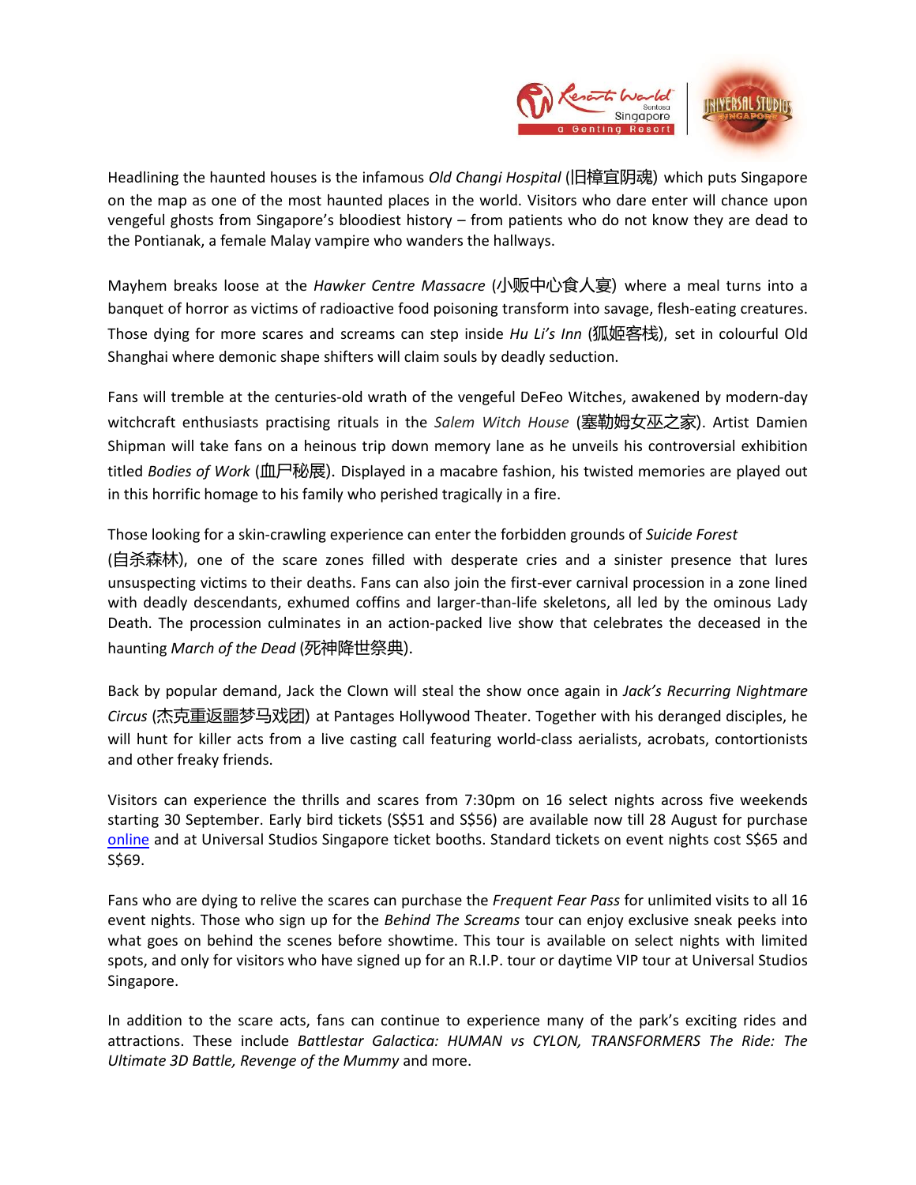Headlining the haunted houses is the infamous *Old Changi Hospital* (旧樟宜阴魂) which puts Singapore on the map as one of the most haunted places in the world. Visitors who dare enter will chance upon vengeful ghosts from Singapore's bloodiest history – from patients who do not know they are dead to the Pontianak, a female Malay vampire who wanders the hallways.

Mayhem breaks loose at the *Hawker Centre Massacre* (小贩中心食人宴) where a meal turns into a banquet of horror as victims of radioactive food poisoning transform into savage, flesh-eating creatures. Those dying for more scares and screams can step inside *Hu Li's Inn* (狐姬客栈), set in colourful Old Shanghai where demonic shape shifters will claim souls by deadly seduction.

Fans will tremble at the centuries-old wrath of the vengeful DeFeo Witches, awakened by modern-day witchcraft enthusiasts practising rituals in the *Salem Witch House* (塞勒姆女巫之家). Artist Damien Shipman will take fans on a heinous trip down memory lane as he unveils his controversial exhibition titled *Bodies of Work* (血尸秘展). Displayed in a macabre fashion, his twisted memories are played out in this horrific homage to his family who perished tragically in a fire.

Those looking for a skin-crawling experience can enter the forbidden grounds of *Suicide Forest* (自杀森林), one of the scare zones filled with desperate cries and a sinister presence that lures unsuspecting victims to their deaths. Fans can also join the first-ever carnival procession in a zone lined with deadly descendants, exhumed coffins and larger-than-life skeletons, all led by the ominous Lady Death. The procession culminates in an action-packed live show that celebrates the deceased in the haunting *March of the Dead* (死神降世祭典).

Back by popular demand, Jack the Clown will steal the show once again in *Jack's Recurring Nightmare Circus* (杰克重返噩梦马戏团) at Pantages Hollywood Theater. Together with his deranged disciples, he will hunt for killer acts from a live casting call featuring world-class aerialists, acrobats, contortionists and other freaky friends.

Visitors can experience the thrills and scares from 7:30pm on 16 select nights across five weekends starting 30 September. Early bird tickets (S$51 and S$56) are available now till 28 August for purchase online and at Universal Studios Singapore ticket booths. Standard tickets on event nights cost S$65 and S$69.

Fans who are dying to relive the scares can purchase the *Frequent Fear Pass* for unlimited visits to all 16 event nights. Those who sign up for the *Behind The Screams* tour can enjoy exclusive sneak peeks into what goes on behind the scenes before showtime. This tour is available on select nights with limited spots, and only for visitors who have signed up for an R.I.P. tour or daytime VIP tour at Universal Studios Singapore.

In addition to the scare acts, fans can continue to experience many of the park's exciting rides and attractions. These include *Battlestar Galactica: HUMAN vs CYLON, TRANSFORMERS The Ride: The Ultimate 3D Battle, Revenge of the Mummy* and more.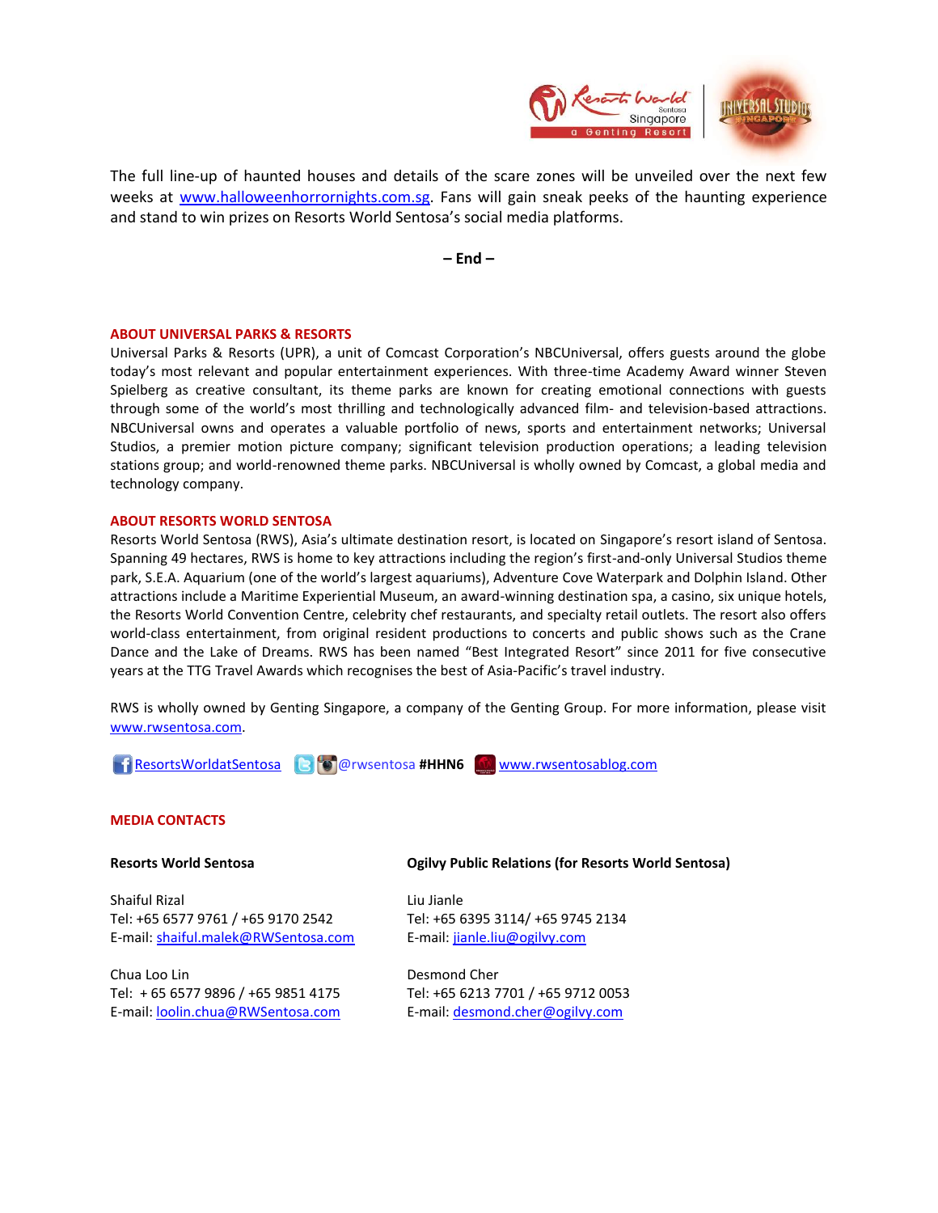The full line-up of haunted houses and details of the scare zones will be unveiled over the next few weeks at [www.halloweenhorrornights.com.sg](http://www.halloweenhorrornights.com.sg). Fans will gain sneak peeks of the haunting experience and stand to win prizes on Resorts World Sentosa's social media platforms.

**– End –**

## ABOUT UNIVERSAL PARKS & RESORTS

Universal Parks & Resorts (UPR), a unit of Comcast Corporation's NBCUniversal, offers guests around the globe today's most relevant and popular entertainment experiences. With three-time Academy Award winner Steven Spielberg as creative consultant, its theme parks are known for creating emotional connections with guests through some of the world's most thrilling and technologically advanced film- and television-based attractions. NBCUniversal owns and operates a valuable portfolio of news, sports and entertainment networks; Universal Studios, a premier motion picture company; significant television production operations; a leading television stations group; and world-renowned theme parks. NBCUniversal is wholly owned by Comcast, a global media and technology company.

## ABOUT RESORTS WORLD SENTOSA

Resorts World Sentosa (RWS), Asia's ultimate destination resort, is located on Singapore's resort island of Sentosa. Spanning 49 hectares, RWS is home to key attractions including the region's first-and-only Universal Studios theme park, S.E.A. Aquarium (one of the world's largest aquariums), Adventure Cove Waterpark and Dolphin Island. Other attractions include a Maritime Experiential Museum, an award-winning destination spa, a casino, six unique hotels, the Resorts World Convention Centre, celebrity chef restaurants, and specialty retail outlets. The resort also offers world-class entertainment, from original resident productions to concerts and public shows such as the Crane Dance and the Lake of Dreams. RWS has been named "Best Integrated Resort" since 2011 for five consecutive years at the TTG Travel Awards which recognises the best of Asia-Pacific's travel industry.

RWS is wholly owned by Genting Singapore, a company of the Genting Group. For more information, please visit [www.rwsentosa.com](http://www.rwsentosa.com).

ResortsWorldatSentosa @rwsentosa **#HHN6** www.rwsentosablog.com

## MEDIA CONTACTS

**Resorts World Sentosa**

Shaiful Rizal
Tel: +65 6577 9761 / +65 9170 2542
E-mail: shaiful.malek@RWSentosa.com

Chua Loo Lin
Tel: + 65 6577 9896 / +65 9851 4175
E-mail: loolin.chua@RWSentosa.com

**Ogilvy Public Relations (for Resorts World Sentosa)**

Liu Jianle
Tel: +65 6395 3114/ +65 9745 2134
E-mail: jianle.liu@ogilvy.com

Desmond Cher
Tel: +65 6213 7701 / +65 9712 0053
E-mail: desmond.cher@ogilvy.com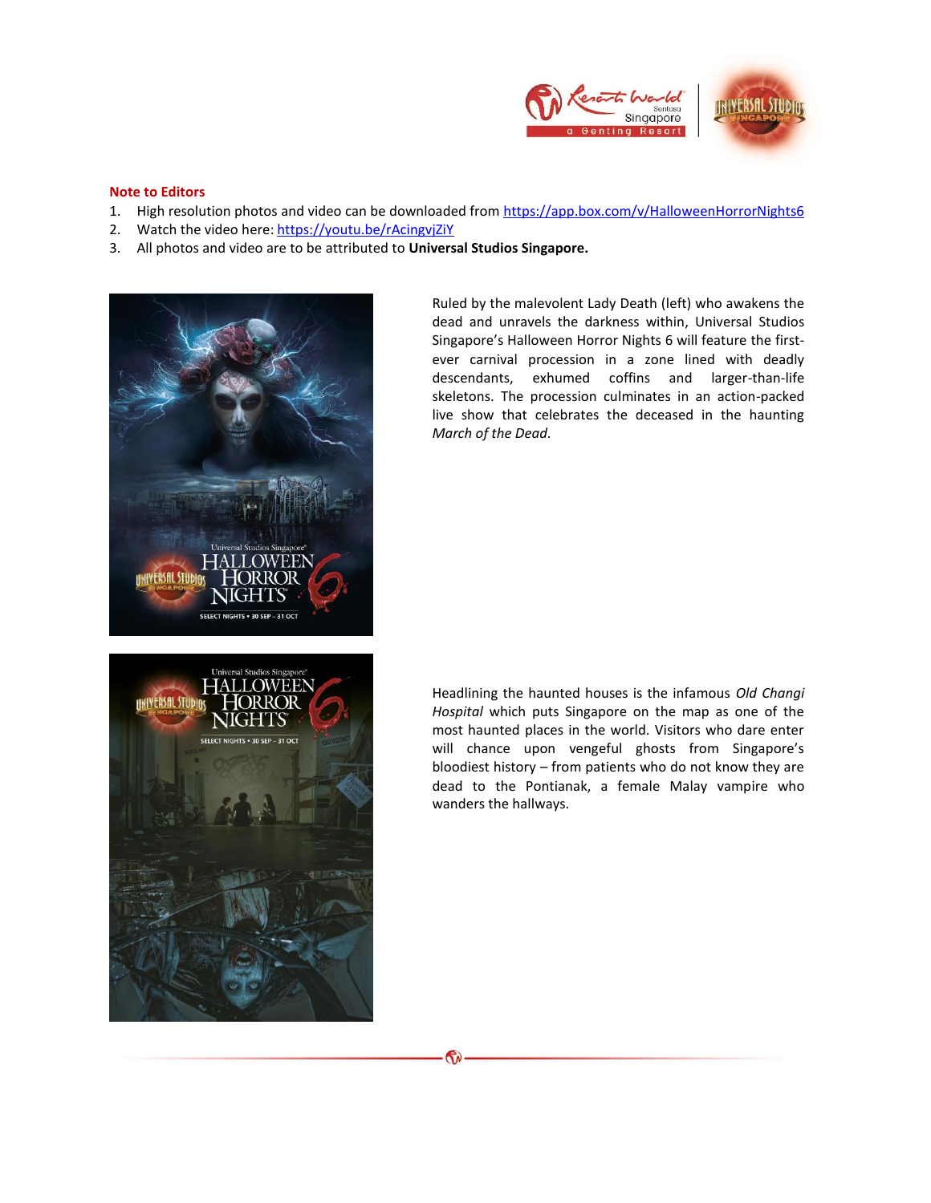**Note to Editors**

1. High resolution photos and video can be downloaded from https://app.box.com/v/HalloweenHorrorNights6
2. Watch the video here: https://youtu.be/rAcingvjZiY
3. All photos and video are to be attributed to **Universal Studios Singapore.**

Ruled by the malevolent Lady Death (left) who awakens the dead and unravels the darkness within, Universal Studios Singapore's Halloween Horror Nights 6 will feature the first-ever carnival procession in a zone lined with deadly descendants, exhumed coffins and larger-than-life skeletons. The procession culminates in an action-packed live show that celebrates the deceased in the haunting *March of the Dead*.

Headlining the haunted houses is the infamous *Old Changi Hospital* which puts Singapore on the map as one of the most haunted places in the world. Visitors who dare enter will chance upon vengeful ghosts from Singapore's bloodiest history – from patients who do not know they are dead to the Pontianak, a female Malay vampire who wanders the hallways.